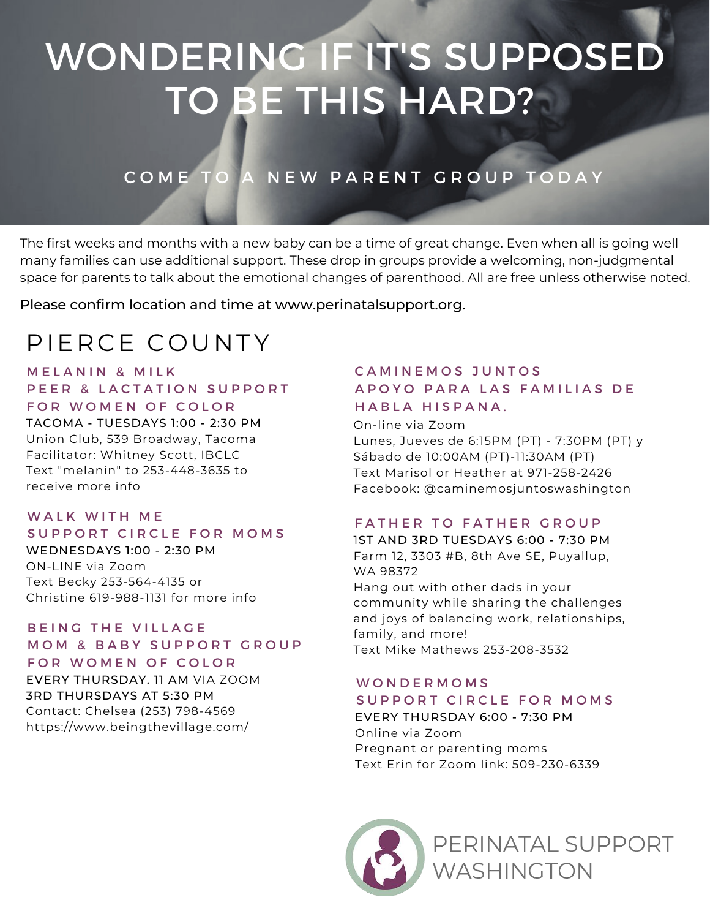# WONDERING IF IT'S SUPPOSED TO BE THIS HARD?

COME TO A NEW PARENT GROUP TODAY

The first weeks and months with a new baby can be a time of great change. Even when all is going well many families can use additional support. These drop in groups provide a welcoming, non-judgmental space for parents to talk about the emotional changes of parenthood. All are free unless otherwise noted.

Please confirm location and time at www.perinatalsupport.org.

## PIERCE COUNTY

### MELANIN & MILK PEER & LACTATION SUPPORT FOR WOMEN OF COLOR

TACOMA - TUESDAYS 1:00 - 2:30 PM
Union Club, 539 Broadway, Tacoma
Facilitator: Whitney Scott, IBCLC
Text "melanin" to 253-448-3635 to receive more info

### WALK WITH ME SUPPORT CIRCLE FOR MOMS

WEDNESDAYS 1:00 - 2:30 PM
ON-LINE via Zoom
Text Becky 253-564-4135 or Christine 619-988-1131 for more info

### BEING THE VILLAGE MOM & BABY SUPPORT GROUP FOR WOMEN OF COLOR

EVERY THURSDAY. 11 AM VIA ZOOM
3RD THURSDAYS AT 5:30 PM
Contact: Chelsea (253) 798-4569
https://www.beingthevillage.com/

### CAMINEMOS JUNTOS APOYO PARA LAS FAMILIAS DE HABLA HISPANA.

On-line via Zoom
Lunes, Jueves de 6:15PM (PT) - 7:30PM (PT) y Sábado de 10:00AM (PT)-11:30AM (PT)
Text Marisol or Heather at 971-258-2426
Facebook: @caminemosjuntoswashington

### FATHER TO FATHER GROUP

1ST AND 3RD TUESDAYS 6:00 - 7:30 PM
Farm 12, 3303 #B, 8th Ave SE, Puyallup, WA 98372
Hang out with other dads in your community while sharing the challenges and joys of balancing work, relationships, family, and more!
Text Mike Mathews 253-208-3532

### WONDERMOMS SUPPORT CIRCLE FOR MOMS

EVERY THURSDAY 6:00 - 7:30 PM
Online via Zoom
Pregnant or parenting moms
Text Erin for Zoom link: 509-230-6339

PERINATAL SUPPORT WASHINGTON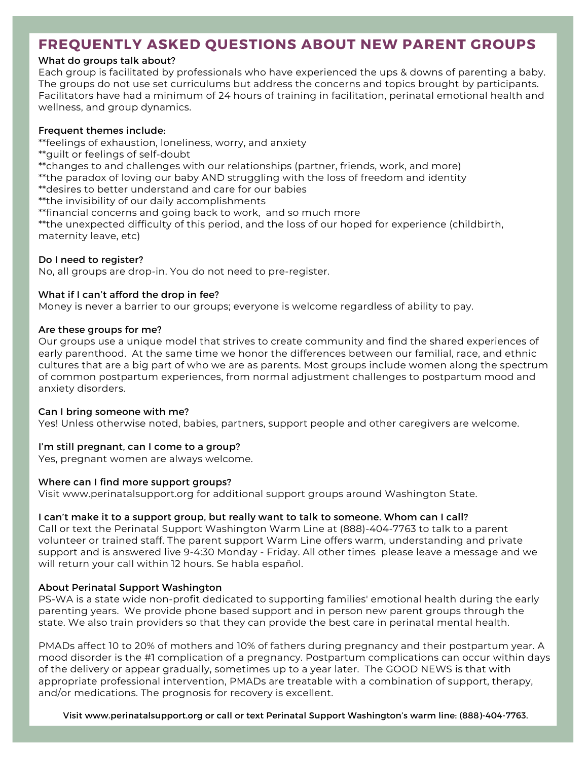# FREQUENTLY ASKED QUESTIONS ABOUT NEW PARENT GROUPS

**What do groups talk about?**
Each group is facilitated by professionals who have experienced the ups & downs of parenting a baby. The groups do not use set curriculums but address the concerns and topics brought by participants. Facilitators have had a minimum of 24 hours of training in facilitation, perinatal emotional health and wellness, and group dynamics.

**Frequent themes include:**
**feelings of exhaustion, loneliness, worry, and anxiety
**guilt or feelings of self-doubt
**changes to and challenges with our relationships (partner, friends, work, and more)
**the paradox of loving our baby AND struggling with the loss of freedom and identity
**desires to better understand and care for our babies
**the invisibility of our daily accomplishments
**financial concerns and going back to work, and so much more
**the unexpected difficulty of this period, and the loss of our hoped for experience (childbirth, maternity leave, etc)

**Do I need to register?**
No, all groups are drop-in. You do not need to pre-register.

**What if I can't afford the drop in fee?**
Money is never a barrier to our groups; everyone is welcome regardless of ability to pay.

**Are these groups for me?**
Our groups use a unique model that strives to create community and find the shared experiences of early parenthood. At the same time we honor the differences between our familial, race, and ethnic cultures that are a big part of who we are as parents. Most groups include women along the spectrum of common postpartum experiences, from normal adjustment challenges to postpartum mood and anxiety disorders.

**Can I bring someone with me?**
Yes! Unless otherwise noted, babies, partners, support people and other caregivers are welcome.

**I'm still pregnant, can I come to a group?**
Yes, pregnant women are always welcome.

**Where can I find more support groups?**
Visit www.perinatalsupport.org for additional support groups around Washington State.

**I can't make it to a support group, but really want to talk to someone. Whom can I call?**
Call or text the Perinatal Support Washington Warm Line at (888)-404-7763 to talk to a parent volunteer or trained staff. The parent support Warm Line offers warm, understanding and private support and is answered live 9-4:30 Monday - Friday. All other times please leave a message and we will return your call within 12 hours. Se habla español.

**About Perinatal Support Washington**
PS-WA is a state wide non-profit dedicated to supporting families' emotional health during the early parenting years. We provide phone based support and in person new parent groups through the state. We also train providers so that they can provide the best care in perinatal mental health.

PMADs affect 10 to 20% of mothers and 10% of fathers during pregnancy and their postpartum year. A mood disorder is the #1 complication of a pregnancy. Postpartum complications can occur within days of the delivery or appear gradually, sometimes up to a year later. The GOOD NEWS is that with appropriate professional intervention, PMADs are treatable with a combination of support, therapy, and/or medications. The prognosis for recovery is excellent.

**Visit www.perinatalsupport.org or call or text Perinatal Support Washington's warm line: (888)-404-7763.**